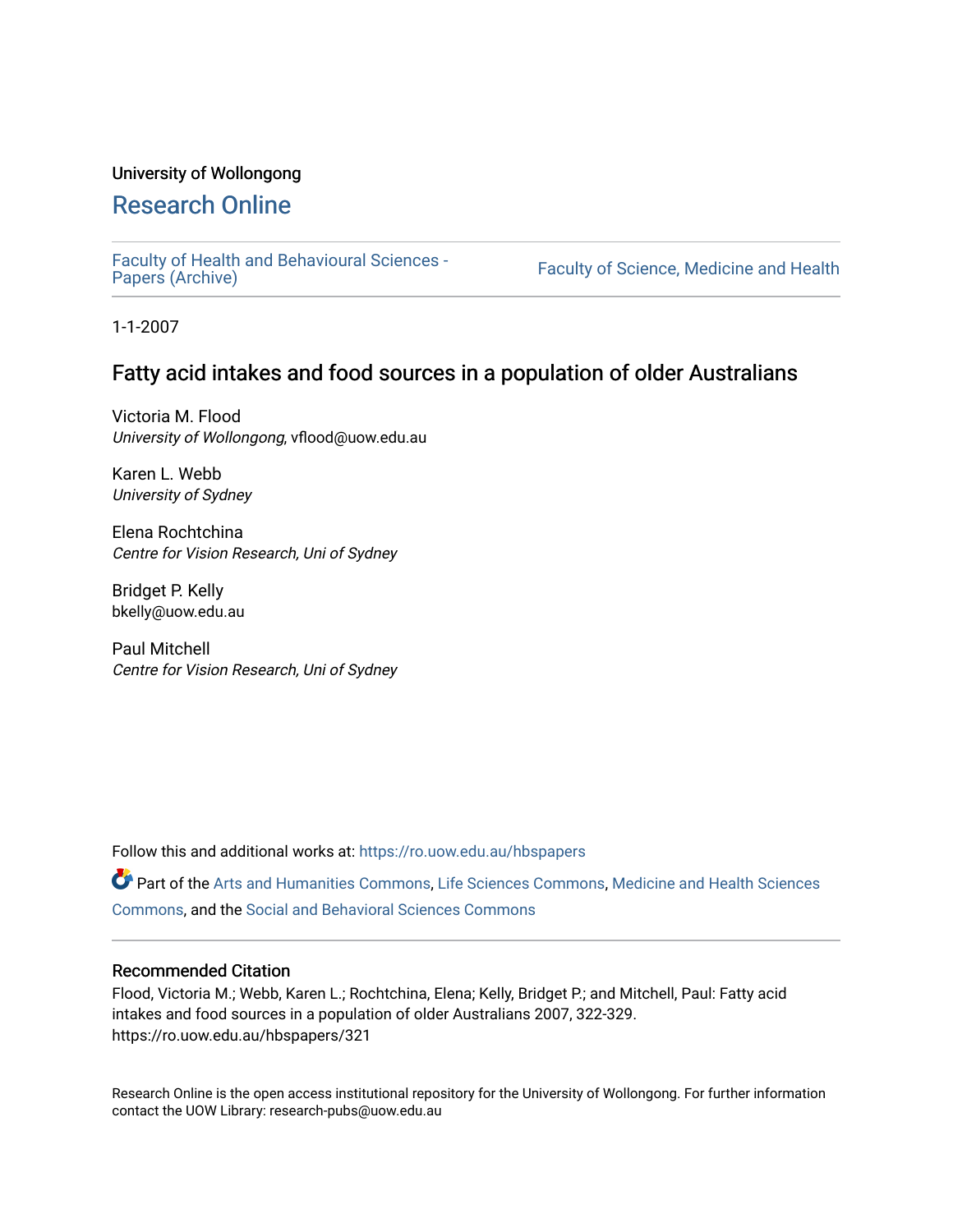University of Wollongong

# Research Online

Faculty of Health and Behavioural Sciences - Papers (Archive)

Faculty of Science, Medicine and Health

1-1-2007

## Fatty acid intakes and food sources in a population of older Australians

Victoria M. Flood
*University of Wollongong*, vflood@uow.edu.au

Karen L. Webb
*University of Sydney*

Elena Rochtchina
*Centre for Vision Research, Uni of Sydney*

Bridget P. Kelly
bkelly@uow.edu.au

Paul Mitchell
*Centre for Vision Research, Uni of Sydney*

Follow this and additional works at: https://ro.uow.edu.au/hbspapers

Part of the Arts and Humanities Commons, Life Sciences Commons, Medicine and Health Sciences Commons, and the Social and Behavioral Sciences Commons

### Recommended Citation

Flood, Victoria M.; Webb, Karen L.; Rochtchina, Elena; Kelly, Bridget P.; and Mitchell, Paul: Fatty acid intakes and food sources in a population of older Australians 2007, 322-329.
https://ro.uow.edu.au/hbspapers/321

Research Online is the open access institutional repository for the University of Wollongong. For further information contact the UOW Library: research-pubs@uow.edu.au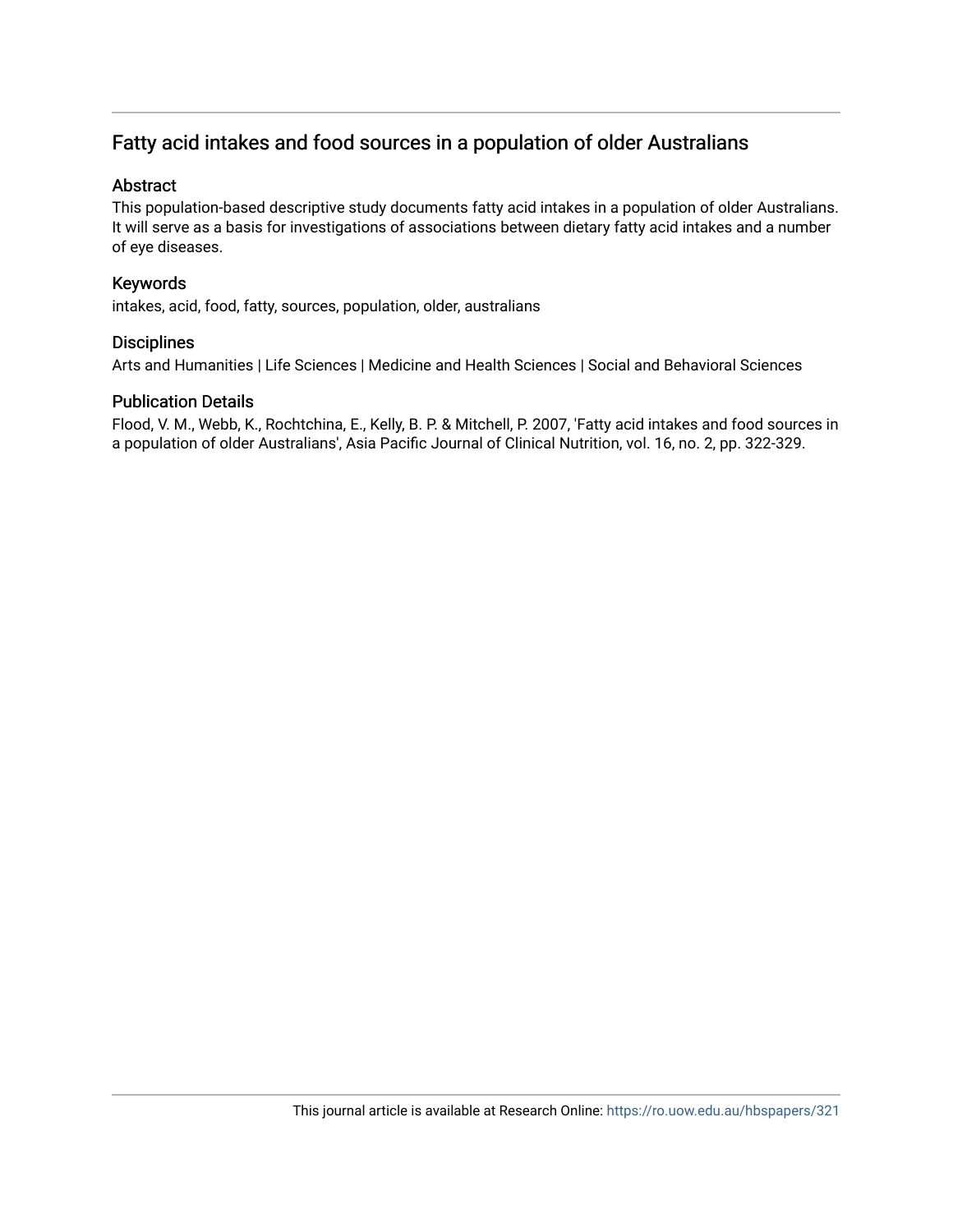## Fatty acid intakes and food sources in a population of older Australians

### Abstract

This population-based descriptive study documents fatty acid intakes in a population of older Australians. It will serve as a basis for investigations of associations between dietary fatty acid intakes and a number of eye diseases.

### Keywords

intakes, acid, food, fatty, sources, population, older, australians

### Disciplines

Arts and Humanities | Life Sciences | Medicine and Health Sciences | Social and Behavioral Sciences

### Publication Details

Flood, V. M., Webb, K., Rochtchina, E., Kelly, B. P. & Mitchell, P. 2007, 'Fatty acid intakes and food sources in a population of older Australians', Asia Pacific Journal of Clinical Nutrition, vol. 16, no. 2, pp. 322-329.

This journal article is available at Research Online: https://ro.uow.edu.au/hbspapers/321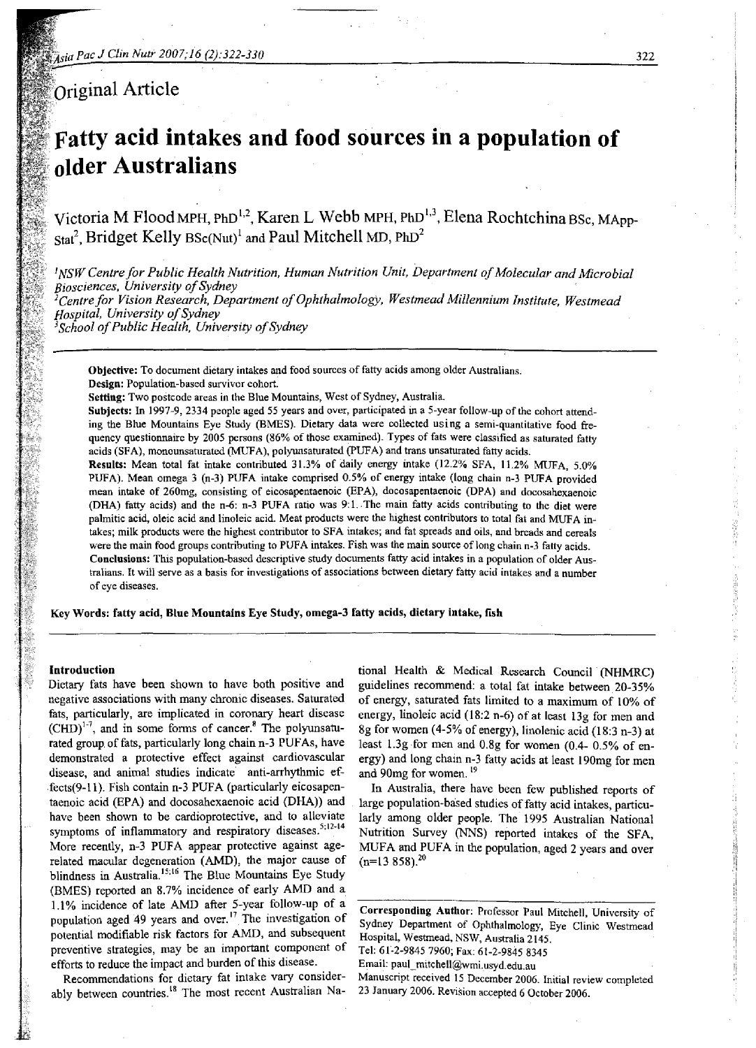## Original Article

# Fatty acid intakes and food sources in a population of older Australians

Victoria M Flood MPH, PhD[1,2], Karen L Webb MPH, PhD[1,3], Elena Rochtchina BSc, MAppStat[2], Bridget Kelly BSc(Nut)[1] and Paul Mitchell MD, PhD[2]

[1]*NSW Centre for Public Health Nutrition, Human Nutrition Unit, Department of Molecular and Microbial Biosciences, University of Sydney*
[2]*Centre for Vision Research, Department of Ophthalmology, Westmead Millennium Institute, Westmead Hospital, University of Sydney*
[3]*School of Public Health, University of Sydney*

**Objective:** To document dietary intakes and food sources of fatty acids among older Australians.
**Design:** Population-based survivor cohort.
**Setting:** Two postcode areas in the Blue Mountains, West of Sydney, Australia.
**Subjects:** In 1997-9, 2334 people aged 55 years and over, participated in a 5-year follow-up of the cohort attending the Blue Mountains Eye Study (BMES). Dietary data were collected using a semi-quantitative food frequency questionnaire by 2005 persons (86% of those examined). Types of fats were classified as saturated fatty acids (SFA), monounsaturated (MUFA), polyunsaturated (PUFA) and trans unsaturated fatty acids.
**Results:** Mean total fat intake contributed 31.3% of daily energy intake (12.2% SFA, 11.2% MUFA, 5.0% PUFA). Mean omega 3 (n-3) PUFA intake comprised 0.5% of energy intake (long chain n-3 PUFA provided mean intake of 260mg, consisting of eicosapentaenoic (EPA), docosapentaenoic (DPA) and docosahexaenoic (DHA) fatty acids) and the n-6: n-3 PUFA ratio was 9:1. The main fatty acids contributing to the diet were palmitic acid, oleic acid and linoleic acid. Meat products were the highest contributors to total fat and MUFA intakes; milk products were the highest contributor to SFA intakes; and fat spreads and oils, and breads and cereals were the main food groups contributing to PUFA intakes. Fish was the main source of long chain n-3 fatty acids.
**Conclusions:** This population-based descriptive study documents fatty acid intakes in a population of older Australians. It will serve as a basis for investigations of associations between dietary fatty acid intakes and a number of eye diseases.

**Key Words: fatty acid, Blue Mountains Eye Study, omega-3 fatty acids, dietary intake, fish**

## Introduction

Dietary fats have been shown to have both positive and negative associations with many chronic diseases. Saturated fats, particularly, are implicated in coronary heart disease (CHD)[1-7], and in some forms of cancer.[8] The polyunsaturated group of fats, particularly long chain n-3 PUFAs, have demonstrated a protective effect against cardiovascular disease, and animal studies indicate anti-arrhythmic effects(9-11). Fish contain n-3 PUFA (particularly eicosapentaenoic acid (EPA) and docosahexaenoic acid (DHA)) and have been shown to be cardioprotective, and to alleviate symptoms of inflammatory and respiratory diseases.[5;12-14] More recently, n-3 PUFA appear protective against age-related macular degeneration (AMD), the major cause of blindness in Australia.[15;16] The Blue Mountains Eye Study (BMES) reported an 8.7% incidence of early AMD and a 1.1% incidence of late AMD after 5-year follow-up of a population aged 49 years and over.[17] The investigation of potential modifiable risk factors for AMD, and subsequent preventive strategies, may be an important component of efforts to reduce the impact and burden of this disease.

Recommendations for dietary fat intake vary considerably between countries.[18] The most recent Australian National Health & Medical Research Council (NHMRC) guidelines recommend: a total fat intake between 20-35% of energy, saturated fats limited to a maximum of 10% of energy, linoleic acid (18:2 n-6) of at least 13g for men and 8g for women (4-5% of energy), linolenic acid (18:3 n-3) at least 1.3g for men and 0.8g for women (0.4- 0.5% of energy) and long chain n-3 fatty acids at least 190mg for men and 90mg for women.[19]

In Australia, there have been few published reports of large population-based studies of fatty acid intakes, particularly among older people. The 1995 Australian National Nutrition Survey (NNS) reported intakes of the SFA, MUFA and PUFA in the population, aged 2 years and over (n=13 858).[20]

**Corresponding Author:** Professor Paul Mitchell, University of Sydney Department of Ophthalmology, Eye Clinic Westmead Hospital, Westmead, NSW, Australia 2145.
Tel: 61-2-9845 7960; Fax: 61-2-9845 8345
Email: paul_mitchell@wmi.usyd.edu.au
Manuscript received 15 December 2006. Initial review completed 23 January 2006. Revision accepted 6 October 2006.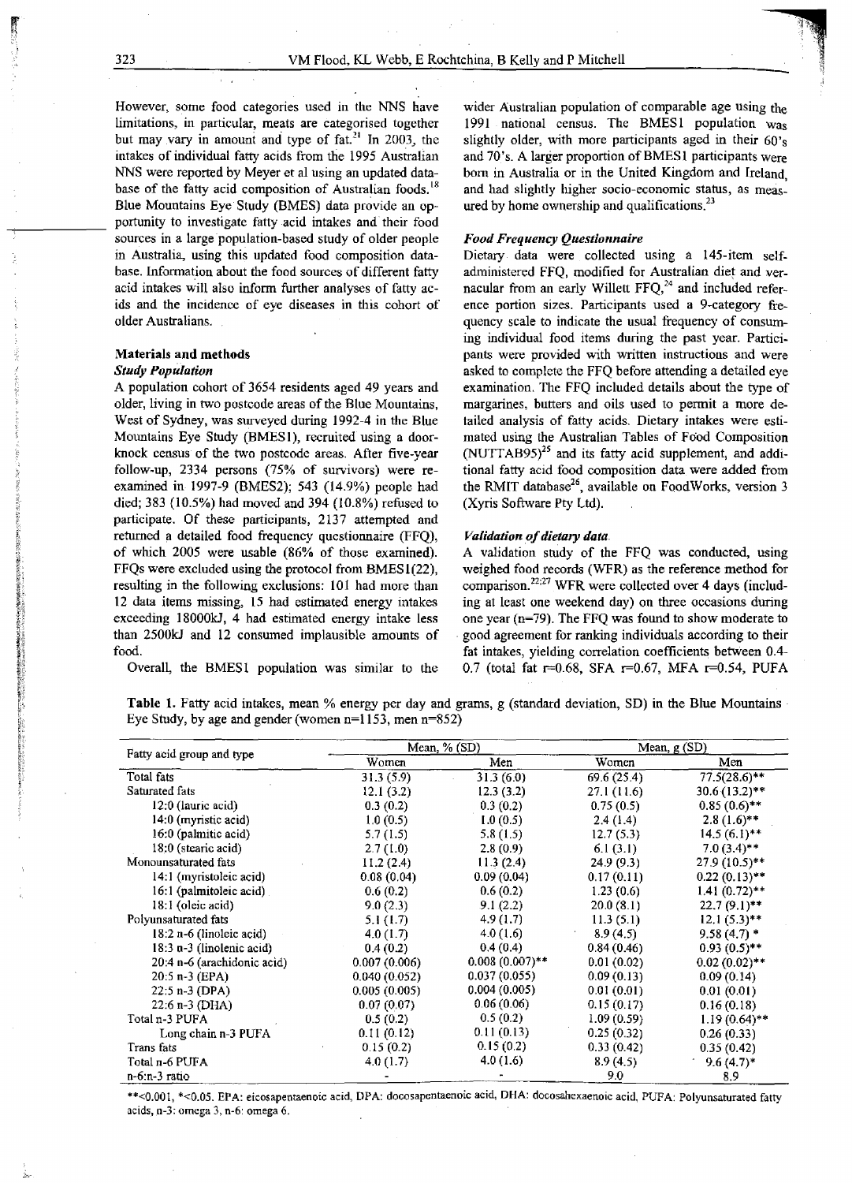However, some food categories used in the NNS have limitations, in particular, meats are categorised together but may vary in amount and type of fat.[21] In 2003, the intakes of individual fatty acids from the 1995 Australian NNS were reported by Meyer et al using an updated database of the fatty acid composition of Australian foods.[18] Blue Mountains Eye Study (BMES) data provide an opportunity to investigate fatty acid intakes and their food sources in a large population-based study of older people in Australia, using this updated food composition database. Information about the food sources of different fatty acid intakes will also inform further analyses of fatty acids and the incidence of eye diseases in this cohort of older Australians.

## Materials and methods

### Study Population

A population cohort of 3654 residents aged 49 years and older, living in two postcode areas of the Blue Mountains, West of Sydney, was surveyed during 1992-4 in the Blue Mountains Eye Study (BMES1), recruited using a door-knock census of the two postcode areas. After five-year follow-up, 2334 persons (75% of survivors) were re-examined in 1997-9 (BMES2); 543 (14.9%) people had died; 383 (10.5%) had moved and 394 (10.8%) refused to participate. Of these participants, 2137 attempted and returned a detailed food frequency questionnaire (FFQ), of which 2005 were usable (86% of those examined). FFQs were excluded using the protocol from BMES1(22), resulting in the following exclusions: 101 had more than 12 data items missing, 15 had estimated energy intakes exceeding 18000kJ, 4 had estimated energy intake less than 2500kJ and 12 consumed implausible amounts of food.

Overall, the BMES1 population was similar to the wider Australian population of comparable age using the 1991 national census. The BMES1 population was slightly older, with more participants aged in their 60's and 70's. A larger proportion of BMES1 participants were born in Australia or in the United Kingdom and Ireland, and had slightly higher socio-economic status, as measured by home ownership and qualifications.[23]

### Food Frequency Questionnaire

Dietary data were collected using a 145-item self-administered FFQ, modified for Australian diet and vernacular from an early Willett FFQ,[24] and included reference portion sizes. Participants used a 9-category frequency scale to indicate the usual frequency of consuming individual food items during the past year. Participants were provided with written instructions and were asked to complete the FFQ before attending a detailed eye examination. The FFQ included details about the type of margarines, butters and oils used to permit a more detailed analysis of fatty acids. Dietary intakes were estimated using the Australian Tables of Food Composition (NUTTAB95)[25] and its fatty acid supplement, and additional fatty acid food composition data were added from the RMIT database[26], available on FoodWorks, version 3 (Xyris Software Pty Ltd).

### Validation of dietary data

A validation study of the FFQ was conducted, using weighed food records (WFR) as the reference method for comparison.[22,27] WFR were collected over 4 days (including at least one weekend day) on three occasions during one year (n=79). The FFQ was found to show moderate to good agreement for ranking individuals according to their fat intakes, yielding correlation coefficients between 0.4-0.7 (total fat r=0.68, SFA r=0.67, MFA r=0.54, PUFA

**Table 1.** Fatty acid intakes, mean % energy per day and grams, g (standard deviation, SD) in the Blue Mountains Eye Study, by age and gender (women n=1153, men n=852)

| Fatty acid group and type | Mean, % (SD) | | Mean, g (SD) | |
|---|---|---|---|---|
| | Women | Men | Women | Men |
| Total fats | 31.3 (5.9) | 31.3 (6.0) | 69.6 (25.4) | 77.5(28.6)** |
| Saturated fats | 12.1 (3.2) | 12.3 (3.2) | 27.1 (11.6) | 30.6 (13.2)** |
| 12:0 (lauric acid) | 0.3 (0.2) | 0.3 (0.2) | 0.75 (0.5) | 0.85 (0.6)** |
| 14:0 (myristic acid) | 1.0 (0.5) | 1.0 (0.5) | 2.4 (1.4) | 2.8 (1.6)** |
| 16:0 (palmitic acid) | 5.7 (1.5) | 5.8 (1.5) | 12.7 (5.3) | 14.5 (6.1)** |
| 18:0 (stearic acid) | 2.7 (1.0) | 2.8 (0.9) | 6.1 (3.1) | 7.0 (3.4)** |
| Monounsaturated fats | 11.2 (2.4) | 11.3 (2.4) | 24.9 (9.3) | 27.9 (10.5)** |
| 14:1 (myristoleic acid) | 0.08 (0.04) | 0.09 (0.04) | 0.17 (0.11) | 0.22 (0.13)** |
| 16:1 (palmitoleic acid) | 0.6 (0.2) | 0.6 (0.2) | 1.23 (0.6) | 1.41 (0.72)** |
| 18:1 (oleic acid) | 9.0 (2.3) | 9.1 (2.2) | 20.0 (8.1) | 22.7 (9.1)** |
| Polyunsaturated fats | 5.1 (1.7) | 4.9 (1.7) | 11.3 (5.1) | 12.1 (5.3)** |
| 18:2 n-6 (linoleic acid) | 4.0 (1.7) | 4.0 (1.6) | 8.9 (4.5) | 9.58 (4.7) * |
| 18:3 n-3 (linolenic acid) | 0.4 (0.2) | 0.4 (0.4) | 0.84 (0.46) | 0.93 (0.5)** |
| 20:4 n-6 (arachidonic acid) | 0.007 (0.006) | 0.008 (0.007)** | 0.01 (0.02) | 0.02 (0.02)** |
| 20:5 n-3 (EPA) | 0.040 (0.052) | 0.037 (0.055) | 0.09 (0.13) | 0.09 (0.14) |
| 22:5 n-3 (DPA) | 0.005 (0.005) | 0.004 (0.005) | 0.01 (0.01) | 0.01 (0.01) |
| 22:6 n-3 (DHA) | 0.07 (0.07) | 0.06 (0.06) | 0.15 (0.17) | 0.16 (0.18) |
| Total n-3 PUFA | 0.5 (0.2) | 0.5 (0.2) | 1.09 (0.59) | 1.19 (0.64)** |
| Long chain n-3 PUFA | 0.11 (0.12) | 0.11 (0.13) | 0.25 (0.32) | 0.26 (0.33) |
| Trans fats | 0.15 (0.2) | 0.15 (0.2) | 0.33 (0.42) | 0.35 (0.42) |
| Total n-6 PUFA | 4.0 (1.7) | 4.0 (1.6) | 8.9 (4.5) | 9.6 (4.7)* |
| n-6:n-3 ratio | - | - | 9.0 | 8.9 |

**<0.001, *<0.05. EPA: eicosapentaenoic acid, DPA: docosapentaenoic acid, DHA: docosahexaenoic acid, PUFA: Polyunsaturated fatty acids, n-3: omega 3, n-6: omega 6.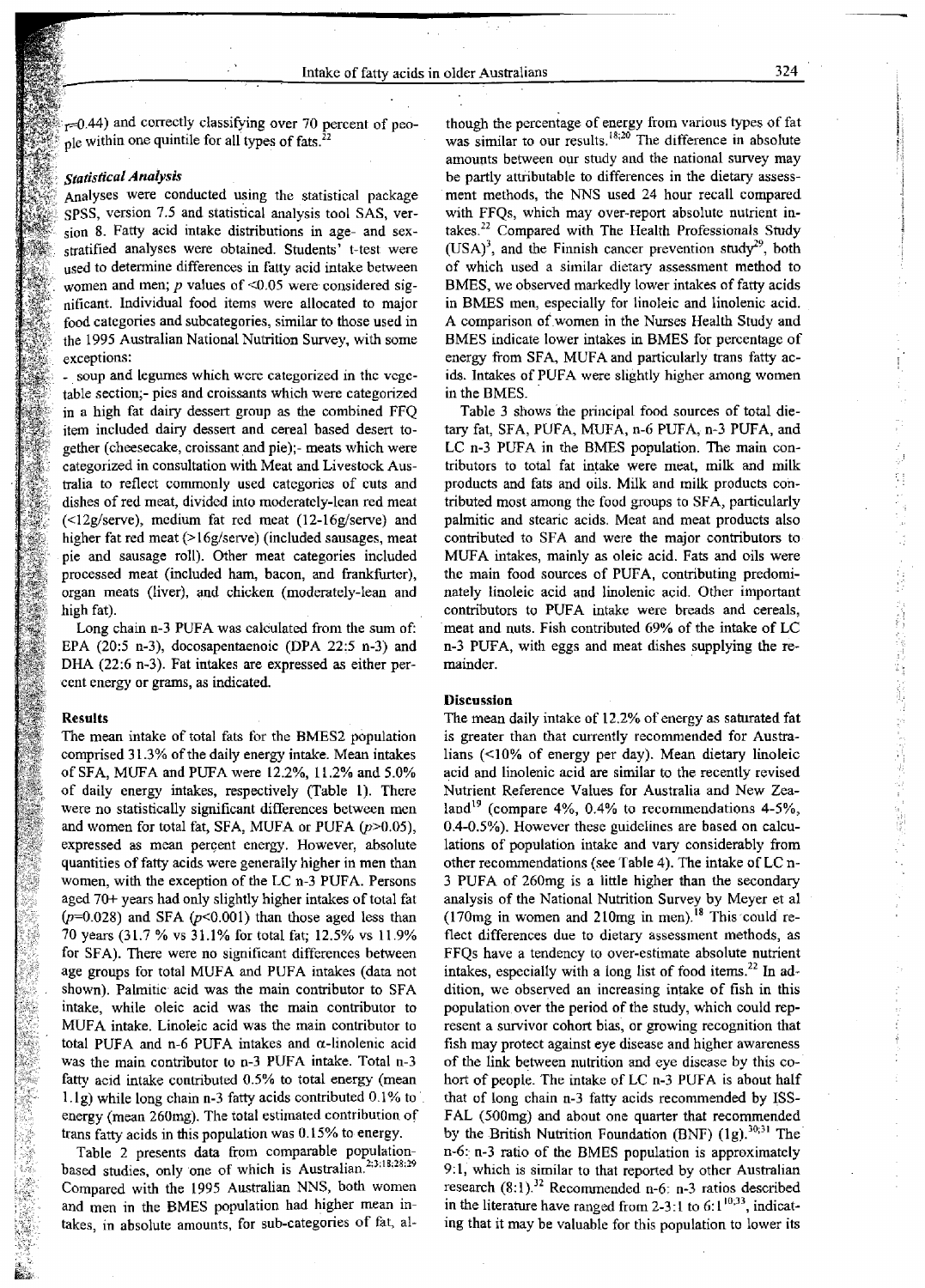r=0.44) and correctly classifying over 70 percent of people within one quintile for all types of fats.[22]

### *Statistical Analysis*

Analyses were conducted using the statistical package SPSS, version 7.5 and statistical analysis tool SAS, version 8. Fatty acid intake distributions in age- and sex-stratified analyses were obtained. Students' t-test were used to determine differences in fatty acid intake between women and men; p values of <0.05 were considered significant. Individual food items were allocated to major food categories and subcategories, similar to those used in the 1995 Australian National Nutrition Survey, with some exceptions:

- soup and legumes which were categorized in the vegetable section;- pies and croissants which were categorized in a high fat dairy dessert group as the combined FFQ item included dairy dessert and cereal based desert together (cheesecake, croissant and pie);- meats which were categorized in consultation with Meat and Livestock Australia to reflect commonly used categories of cuts and dishes of red meat, divided into moderately-lean red meat (<12g/serve), medium fat red meat (12-16g/serve) and higher fat red meat (>16g/serve) (included sausages, meat pie and sausage roll). Other meat categories included processed meat (included ham, bacon, and frankfurter), organ meats (liver), and chicken (moderately-lean and high fat).

Long chain n-3 PUFA was calculated from the sum of: EPA (20:5 n-3), docosapentaenoic (DPA 22:5 n-3) and DHA (22:6 n-3). Fat intakes are expressed as either percent energy or grams, as indicated.

## Results

The mean intake of total fats for the BMES2 population comprised 31.3% of the daily energy intake. Mean intakes of SFA, MUFA and PUFA were 12.2%, 11.2% and 5.0% of daily energy intakes, respectively (Table 1). There were no statistically significant differences between men and women for total fat, SFA, MUFA or PUFA ($p$>0.05), expressed as mean percent energy. However, absolute quantities of fatty acids were generally higher in men than women, with the exception of the LC n-3 PUFA. Persons aged 70+ years had only slightly higher intakes of total fat ($p$=0.028) and SFA ($p$<0.001) than those aged less than 70 years (31.7 % vs 31.1% for total fat; 12.5% vs 11.9% for SFA). There were no significant differences between age groups for total MUFA and PUFA intakes (data not shown). Palmitic acid was the main contributor to SFA intake, while oleic acid was the main contributor to MUFA intake. Linoleic acid was the main contributor to total PUFA and n-6 PUFA intakes and α-linolenic acid was the main contributor to n-3 PUFA intake. Total n-3 fatty acid intake contributed 0.5% to total energy (mean 1.1g) while long chain n-3 fatty acids contributed 0.1% to energy (mean 260mg). The total estimated contribution of trans fatty acids in this population was 0.15% to energy.

Table 2 presents data from comparable population-based studies, only one of which is Australian.[2;3;18;28;29] Compared with the 1995 Australian NNS, both women and men in the BMES population had higher mean intakes, in absolute amounts, for sub-categories of fat, although the percentage of energy from various types of fat was similar to our results.[18;20] The difference in absolute amounts between our study and the national survey may be partly attributable to differences in the dietary assessment methods, the NNS used 24 hour recall compared with FFQs, which may over-report absolute nutrient intakes.[22] Compared with The Health Professionals Study (USA)[3], and the Finnish cancer prevention study[29], both of which used a similar dietary assessment method to BMES, we observed markedly lower intakes of fatty acids in BMES men, especially for linoleic and linolenic acid. A comparison of women in the Nurses Health Study and BMES indicate lower intakes in BMES for percentage of energy from SFA, MUFA and particularly trans fatty acids. Intakes of PUFA were slightly higher among women in the BMES.

Table 3 shows the principal food sources of total dietary fat, SFA, PUFA, MUFA, n-6 PUFA, n-3 PUFA, and LC n-3 PUFA in the BMES population. The main contributors to total fat intake were meat, milk and milk products and fats and oils. Milk and milk products contributed most among the food groups to SFA, particularly palmitic and stearic acids. Meat and meat products also contributed to SFA and were the major contributors to MUFA intakes, mainly as oleic acid. Fats and oils were the main food sources of PUFA, contributing predominately linoleic acid and linolenic acid. Other important contributors to PUFA intake were breads and cereals, meat and nuts. Fish contributed 69% of the intake of LC n-3 PUFA, with eggs and meat dishes supplying the remainder.

## Discussion

The mean daily intake of 12.2% of energy as saturated fat is greater than that currently recommended for Australians (<10% of energy per day). Mean dietary linoleic acid and linolenic acid are similar to the recently revised Nutrient Reference Values for Australia and New Zealand[19] (compare 4%, 0.4% to recommendations 4-5%, 0.4-0.5%). However these guidelines are based on calculations of population intake and vary considerably from other recommendations (see Table 4). The intake of LC n-3 PUFA of 260mg is a little higher than the secondary analysis of the National Nutrition Survey by Meyer et al (170mg in women and 210mg in men).[18] This could reflect differences due to dietary assessment methods, as FFQs have a tendency to over-estimate absolute nutrient intakes, especially with a long list of food items.[22] In addition, we observed an increasing intake of fish in this population over the period of the study, which could represent a survivor cohort bias, or growing recognition that fish may protect against eye disease and higher awareness of the link between nutrition and eye disease by this cohort of people. The intake of LC n-3 PUFA is about half that of long chain n-3 fatty acids recommended by ISSFAL (500mg) and about one quarter that recommended by the British Nutrition Foundation (BNF) (1g).[30;31] The n-6: n-3 ratio of the BMES population is approximately 9:1, which is similar to that reported by other Australian research (8:1).[32] Recommended n-6: n-3 ratios described in the literature have ranged from 2-3:1 to 6:1[10;33], indicating that it may be valuable for this population to lower its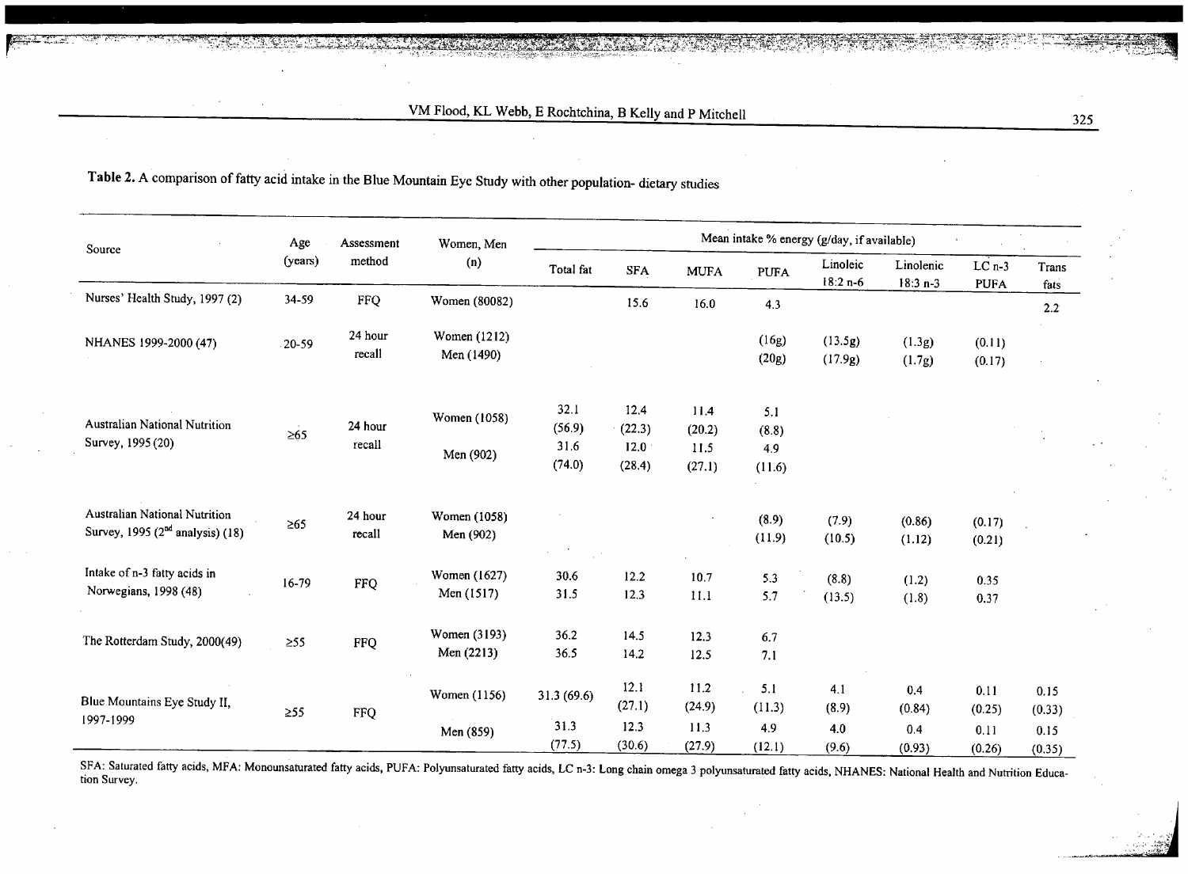**Table 2.** A comparison of fatty acid intake in the Blue Mountain Eye Study with other population- dietary studies

| Source | Age (years) | Assessment method | Women, Men (n) | Mean intake % energy (g/day, if available) | | | | | | | |
|---|---|---|---|---|---|---|---|---|---|---|---|
| | | | | Total fat | SFA | MUFA | PUFA | Linoleic 18:2 n-6 | Linolenic 18:3 n-3 | LC n-3 PUFA | Trans fats |
| Nurses' Health Study, 1997 (2) | 34-59 | FFQ | Women (80082) | | 15.6 | 16.0 | 4.3 | | | | 2.2 |
| NHANES 1999-2000 (47) | 20-59 | 24 hour recall | Women (1212) | | | | (16g) | (13.5g) | (1.3g) | (0.11) | |
| | | | Men (1490) | | | | (20g) | (17.9g) | (1.7g) | (0.17) | |
| Australian National Nutrition Survey, 1995 (20) | ≥65 | 24 hour recall | Women (1058) | 32.1 (56.9) | 12.4 (22.3) | 11.4 (20.2) | 5.1 (8.8) | | | | |
| | | | Men (902) | 31.6 (74.0) | 12.0 (28.4) | 11.5 (27.1) | 4.9 (11.6) | | | | |
| Australian National Nutrition Survey, 1995 (2nd analysis) (18) | ≥65 | 24 hour recall | Women (1058) | | | | (8.9) | (7.9) | (0.86) | (0.17) | |
| | | | Men (902) | | | | (11.9) | (10.5) | (1.12) | (0.21) | |
| Intake of n-3 fatty acids in Norwegians, 1998 (48) | 16-79 | FFQ | Women (1627) | 30.6 | 12.2 | 10.7 | 5.3 | (8.8) | (1.2) | 0.35 | |
| | | | Men (1517) | 31.5 | 12.3 | 11.1 | 5.7 | (13.5) | (1.8) | 0.37 | |
| The Rotterdam Study, 2000(49) | ≥55 | FFQ | Women (3193) | 36.2 | 14.5 | 12.3 | 6.7 | | | | |
| | | | Men (2213) | 36.5 | 14.2 | 12.5 | 7.1 | | | | |
| Blue Mountains Eye Study II, 1997-1999 | ≥55 | FFQ | Women (1156) | 31.3 (69.6) | 12.1 (27.1) | 11.2 (24.9) | 5.1 (11.3) | 4.1 (8.9) | 0.4 (0.84) | 0.11 (0.25) | 0.15 (0.33) |
| | | | Men (859) | 31.3 (77.5) | 12.3 (30.6) | 11.3 (27.9) | 4.9 (12.1) | 4.0 (9.6) | 0.4 (0.93) | 0.11 (0.26) | 0.15 (0.35) |

SFA: Saturated fatty acids, MFA: Monounsaturated fatty acids, PUFA: Polyunsaturated fatty acids, LC n-3: Long chain omega 3 polyunsaturated fatty acids, NHANES: National Health and Nutrition Education Survey.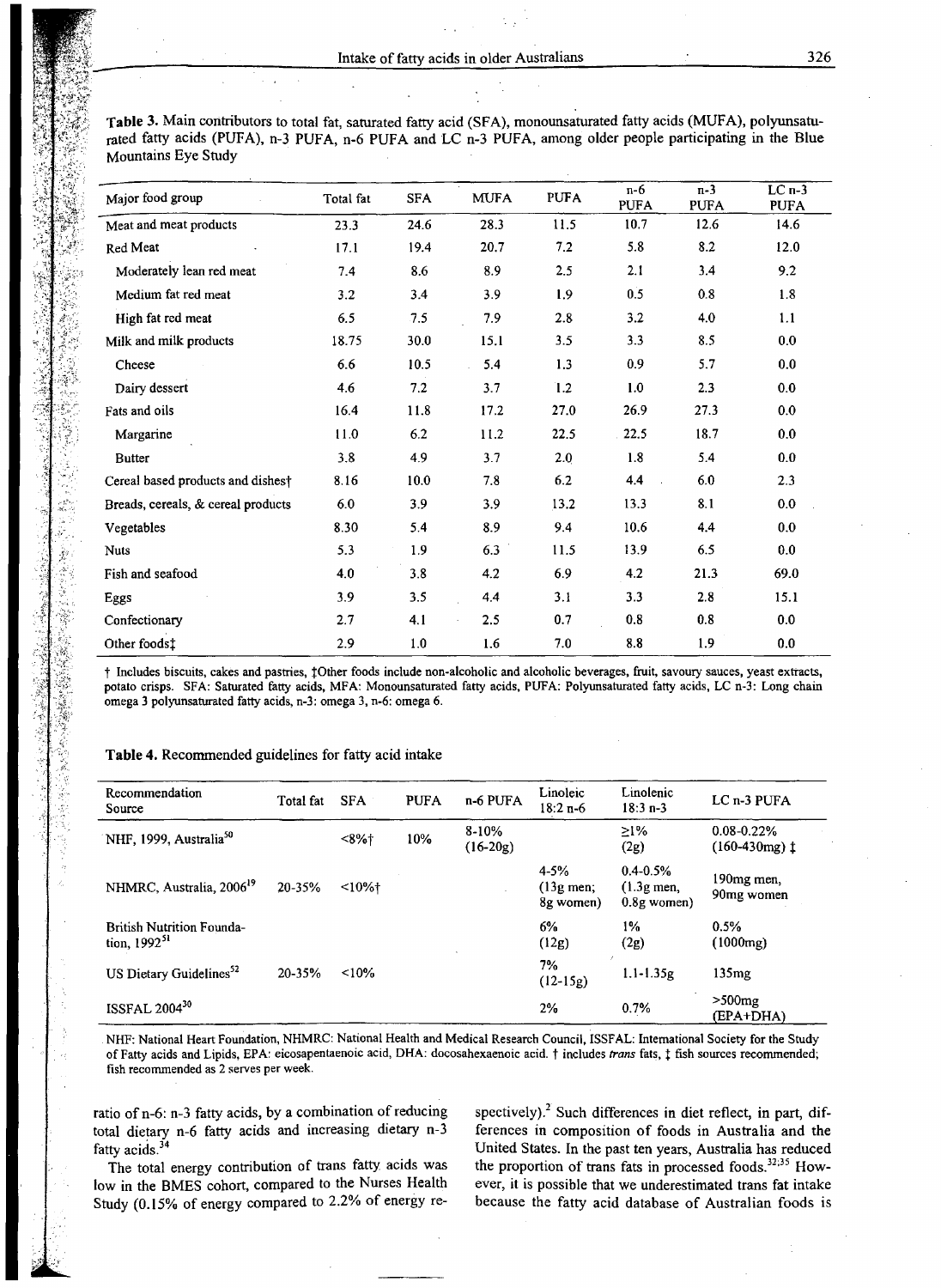**Table 3.** Main contributors to total fat, saturated fatty acid (SFA), monounsaturated fatty acids (MUFA), polyunsaturated fatty acids (PUFA), n-3 PUFA, n-6 PUFA and LC n-3 PUFA, among older people participating in the Blue Mountains Eye Study

| Major food group | Total fat | SFA | MUFA | PUFA | n-6 PUFA | n-3 PUFA | LC n-3 PUFA |
|---|---|---|---|---|---|---|---|
| Meat and meat products | 23.3 | 24.6 | 28.3 | 11.5 | 10.7 | 12.6 | 14.6 |
| Red Meat | 17.1 | 19.4 | 20.7 | 7.2 | 5.8 | 8.2 | 12.0 |
| Moderately lean red meat | 7.4 | 8.6 | 8.9 | 2.5 | 2.1 | 3.4 | 9.2 |
| Medium fat red meat | 3.2 | 3.4 | 3.9 | 1.9 | 0.5 | 0.8 | 1.8 |
| High fat red meat | 6.5 | 7.5 | 7.9 | 2.8 | 3.2 | 4.0 | 1.1 |
| Milk and milk products | 18.75 | 30.0 | 15.1 | 3.5 | 3.3 | 8.5 | 0.0 |
| Cheese | 6.6 | 10.5 | 5.4 | 1.3 | 0.9 | 5.7 | 0.0 |
| Dairy dessert | 4.6 | 7.2 | 3.7 | 1.2 | 1.0 | 2.3 | 0.0 |
| Fats and oils | 16.4 | 11.8 | 17.2 | 27.0 | 26.9 | 27.3 | 0.0 |
| Margarine | 11.0 | 6.2 | 11.2 | 22.5 | 22.5 | 18.7 | 0.0 |
| Butter | 3.8 | 4.9 | 3.7 | 2.0 | 1.8 | 5.4 | 0.0 |
| Cereal based products and dishes† | 8.16 | 10.0 | 7.8 | 6.2 | 4.4 | 6.0 | 2.3 |
| Breads, cereals, & cereal products | 6.0 | 3.9 | 3.9 | 13.2 | 13.3 | 8.1 | 0.0 |
| Vegetables | 8.30 | 5.4 | 8.9 | 9.4 | 10.6 | 4.4 | 0.0 |
| Nuts | 5.3 | 1.9 | 6.3 | 11.5 | 13.9 | 6.5 | 0.0 |
| Fish and seafood | 4.0 | 3.8 | 4.2 | 6.9 | 4.2 | 21.3 | 69.0 |
| Eggs | 3.9 | 3.5 | 4.4 | 3.1 | 3.3 | 2.8 | 15.1 |
| Confectionary | 2.7 | 4.1 | 2.5 | 0.7 | 0.8 | 0.8 | 0.0 |
| Other foods‡ | 2.9 | 1.0 | 1.6 | 7.0 | 8.8 | 1.9 | 0.0 |

† Includes biscuits, cakes and pastries, ‡Other foods include non-alcoholic and alcoholic beverages, fruit, savoury sauces, yeast extracts, potato crisps. SFA: Saturated fatty acids, MFA: Monounsaturated fatty acids, PUFA: Polyunsaturated fatty acids, LC n-3: Long chain omega 3 polyunsaturated fatty acids, n-3: omega 3, n-6: omega 6.

**Table 4.** Recommended guidelines for fatty acid intake

| Recommendation Source | Total fat | SFA | PUFA | n-6 PUFA | Linoleic 18:2 n-6 | Linolenic 18:3 n-3 | LC n-3 PUFA |
|---|---|---|---|---|---|---|---|
| NHF, 1999, Australia[50] | | <8%† | 10% | 8-10% (16-20g) | | ≥1% (2g) | 0.08-0.22% (160-430mg) ‡ |
| NHMRC, Australia, 2006[19] | 20-35% | <10%† | | | 4-5% (13g men; 8g women) | 0.4-0.5% (1.3g men, 0.8g women) | 190mg men, 90mg women |
| British Nutrition Foundation, 1992[51] | | | | | 6% (12g) | 1% (2g) | 0.5% (1000mg) |
| US Dietary Guidelines[52] | 20-35% | <10% | | | 7% (12-15g) | 1.1-1.35g | 135mg |
| ISSFAL 2004[30] | | | | | 2% | 0.7% | >500mg (EPA+DHA) |

NHF: National Heart Foundation, NHMRC: National Health and Medical Research Council, ISSFAL: International Society for the Study of Fatty acids and Lipids, EPA: eicosapentaenoic acid, DHA: docosahexaenoic acid. † includes *trans* fats, ‡ fish sources recommended; fish recommended as 2 serves per week.

ratio of n-6: n-3 fatty acids, by a combination of reducing total dietary n-6 fatty acids and increasing dietary n-3 fatty acids.[34]

The total energy contribution of trans fatty acids was low in the BMES cohort, compared to the Nurses Health Study (0.15% of energy compared to 2.2% of energy respectively).[2] Such differences in diet reflect, in part, differences in composition of foods in Australia and the United States. In the past ten years, Australia has reduced the proportion of trans fats in processed foods.[32,35] However, it is possible that we underestimated trans fat intake because the fatty acid database of Australian foods is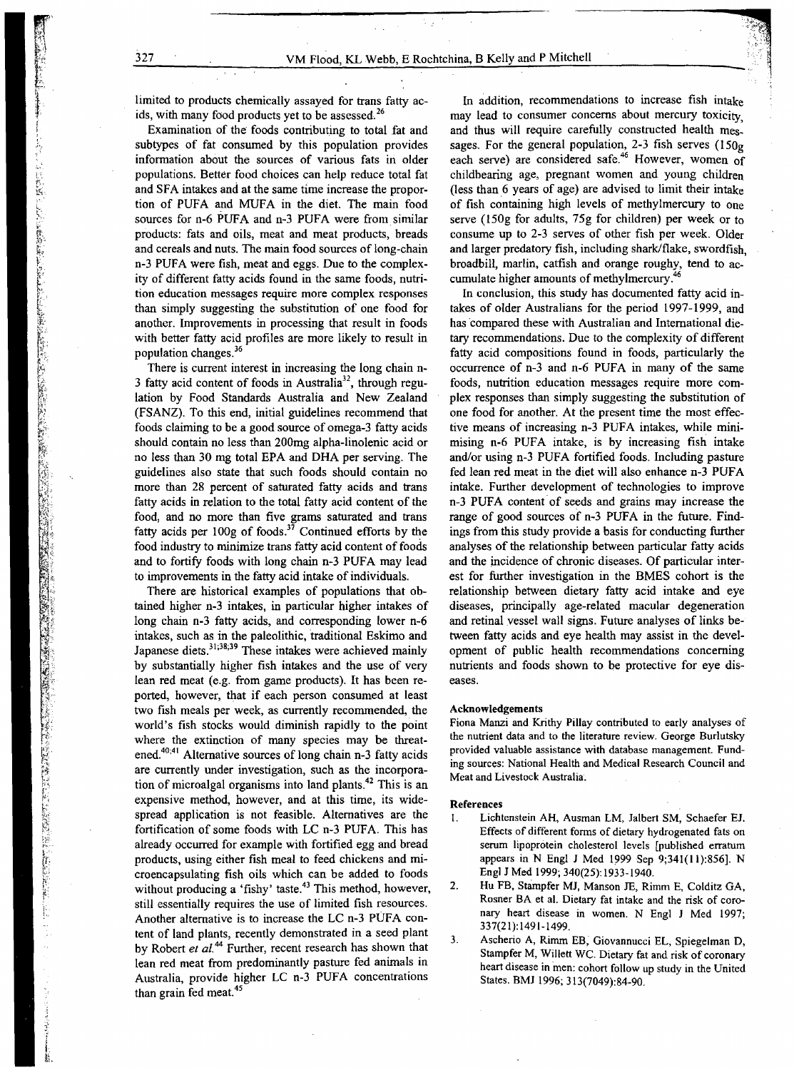limited to products chemically assayed for trans fatty acids, with many food products yet to be assessed.[26]

Examination of the foods contributing to total fat and subtypes of fat consumed by this population provides information about the sources of various fats in older populations. Better food choices can help reduce total fat and SFA intakes and at the same time increase the proportion of PUFA and MUFA in the diet. The main food sources for n-6 PUFA and n-3 PUFA were from similar products: fats and oils, meat and meat products, breads and cereals and nuts. The main food sources of long-chain n-3 PUFA were fish, meat and eggs. Due to the complexity of different fatty acids found in the same foods, nutrition education messages require more complex responses than simply suggesting the substitution of one food for another. Improvements in processing that result in foods with better fatty acid profiles are more likely to result in population changes.[36]

There is current interest in increasing the long chain n-3 fatty acid content of foods in Australia[32], through regulation by Food Standards Australia and New Zealand (FSANZ). To this end, initial guidelines recommend that foods claiming to be a good source of omega-3 fatty acids should contain no less than 200mg alpha-linolenic acid or no less than 30 mg total EPA and DHA per serving. The guidelines also state that such foods should contain no more than 28 percent of saturated fatty acids and trans fatty acids in relation to the total fatty acid content of the food, and no more than five grams saturated and trans fatty acids per 100g of foods.[37] Continued efforts by the food industry to minimize trans fatty acid content of foods and to fortify foods with long chain n-3 PUFA may lead to improvements in the fatty acid intake of individuals.

There are historical examples of populations that obtained higher n-3 intakes, in particular higher intakes of long chain n-3 fatty acids, and corresponding lower n-6 intakes, such as in the paleolithic, traditional Eskimo and Japanese diets.[31;38;39] These intakes were achieved mainly by substantially higher fish intakes and the use of very lean red meat (e.g. from game products). It has been reported, however, that if each person consumed at least two fish meals per week, as currently recommended, the world's fish stocks would diminish rapidly to the point where the extinction of many species may be threatened.[40;41] Alternative sources of long chain n-3 fatty acids are currently under investigation, such as the incorporation of microalgal organisms into land plants.[42] This is an expensive method, however, and at this time, its widespread application is not feasible. Alternatives are the fortification of some foods with LC n-3 PUFA. This has already occurred for example with fortified egg and bread products, using either fish meal to feed chickens and microencapsulating fish oils which can be added to foods without producing a 'fishy' taste.[43] This method, however, still essentially requires the use of limited fish resources. Another alternative is to increase the LC n-3 PUFA content of land plants, recently demonstrated in a seed plant by Robert *et al.*[44] Further, recent research has shown that lean red meat from predominantly pasture fed animals in Australia, provide higher LC n-3 PUFA concentrations than grain fed meat.[45]

In addition, recommendations to increase fish intake may lead to consumer concerns about mercury toxicity, and thus will require carefully constructed health messages. For the general population, 2-3 fish serves (150g each serve) are considered safe.[46] However, women of childbearing age, pregnant women and young children (less than 6 years of age) are advised to limit their intake of fish containing high levels of methylmercury to one serve (150g for adults, 75g for children) per week or to consume up to 2-3 serves of other fish per week. Older and larger predatory fish, including shark/flake, swordfish, broadbill, marlin, catfish and orange roughy, tend to accumulate higher amounts of methylmercury.[46]

In conclusion, this study has documented fatty acid intakes of older Australians for the period 1997-1999, and has compared these with Australian and International dietary recommendations. Due to the complexity of different fatty acid compositions found in foods, particularly the occurrence of n-3 and n-6 PUFA in many of the same foods, nutrition education messages require more complex responses than simply suggesting the substitution of one food for another. At the present time the most effective means of increasing n-3 PUFA intakes, while minimising n-6 PUFA intake, is by increasing fish intake and/or using n-3 PUFA fortified foods. Including pasture fed lean red meat in the diet will also enhance n-3 PUFA intake. Further development of technologies to improve n-3 PUFA content of seeds and grains may increase the range of good sources of n-3 PUFA in the future. Findings from this study provide a basis for conducting further analyses of the relationship between particular fatty acids and the incidence of chronic diseases. Of particular interest for further investigation in the BMES cohort is the relationship between dietary fatty acid intake and eye diseases, principally age-related macular degeneration and retinal vessel wall signs. Future analyses of links between fatty acids and eye health may assist in the development of public health recommendations concerning nutrients and foods shown to be protective for eye diseases.

#### Acknowledgements

Fiona Manzi and Krithy Pillay contributed to early analyses of the nutrient data and to the literature review. George Burlutsky provided valuable assistance with database management. Funding sources: National Health and Medical Research Council and Meat and Livestock Australia.

#### References

1. Lichtenstein AH, Ausman LM, Jalbert SM, Schaefer EJ. Effects of different forms of dietary hydrogenated fats on serum lipoprotein cholesterol levels [published erratum appears in N Engl J Med 1999 Sep 9;341(11):856]. N Engl J Med 1999; 340(25):1933-1940.
2. Hu FB, Stampfer MJ, Manson JE, Rimm E, Colditz GA, Rosner BA et al. Dietary fat intake and the risk of coronary heart disease in women. N Engl J Med 1997; 337(21):1491-1499.
3. Ascherio A, Rimm EB, Giovannucci EL, Spiegelman D, Stampfer M, Willett WC. Dietary fat and risk of coronary heart disease in men: cohort follow up study in the United States. BMJ 1996; 313(7049):84-90.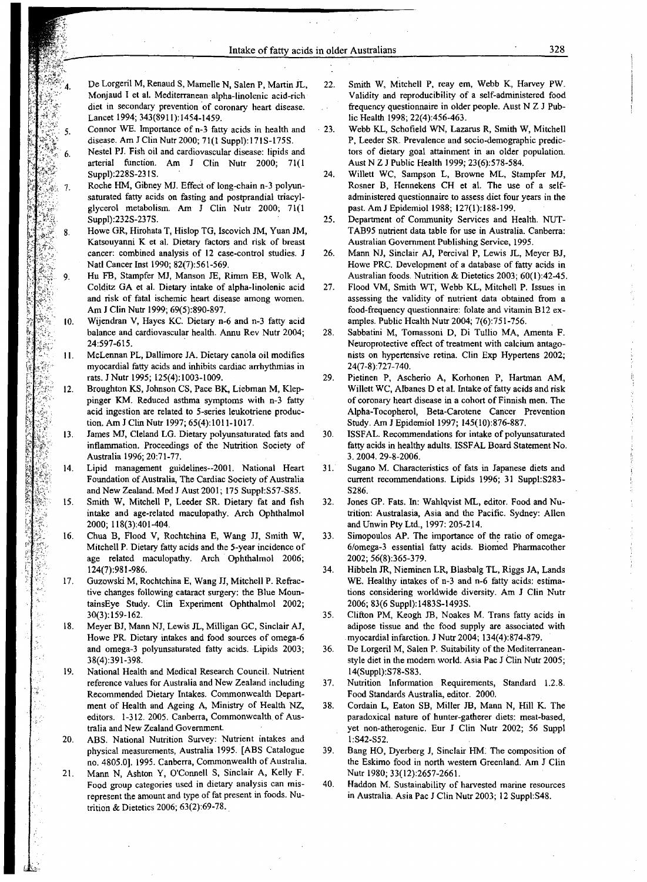4. De Lorgeril M, Renaud S, Mamelle N, Salen P, Martin JL, Monjaud I et al. Mediterranean alpha-linolenic acid-rich diet in secondary prevention of coronary heart disease. Lancet 1994; 343(8911):1454-1459.
5. Connor WE. Importance of n-3 fatty acids in health and disease. Am J Clin Nutr 2000; 71(1 Suppl):171S-175S.
6. Nestel PJ. Fish oil and cardiovascular disease: lipids and arterial function. Am J Clin Nutr 2000; 71(1 Suppl):228S-231S.
7. Roche HM, Gibney MJ. Effect of long-chain n-3 polyunsaturated fatty acids on fasting and postprandial triacylglycerol metabolism. Am J Clin Nutr 2000; 71(1 Suppl):232S-237S.
8. Howe GR, Hirohata T, Hislop TG, Iscovich JM, Yuan JM, Katsouyanni K et al. Dietary factors and risk of breast cancer: combined analysis of 12 case-control studies. J Natl Cancer Inst 1990; 82(7):561-569.
9. Hu FB, Stampfer MJ, Manson JE, Rimm EB, Wolk A, Colditz GA et al. Dietary intake of alpha-linolenic acid and risk of fatal ischemic heart disease among women. Am J Clin Nutr 1999; 69(5):890-897.
10. Wijendran V, Hayes KC. Dietary n-6 and n-3 fatty acid balance and cardiovascular health. Annu Rev Nutr 2004; 24:597-615.
11. McLennan PL, Dallimore JA. Dietary canola oil modifies myocardial fatty acids and inhibits cardiac arrhythmias in rats. J Nutr 1995; 125(4):1003-1009.
12. Broughton KS, Johnson CS, Pace BK, Liebman M, Kleppinger KM. Reduced asthma symptoms with n-3 fatty acid ingestion are related to 5-series leukotriene production. Am J Clin Nutr 1997; 65(4):1011-1017.
13. James MJ, Cleland LG. Dietary polyunsaturated fats and inflammation. Proceedings of the Nutrition Society of Australia 1996; 20:71-77.
14. Lipid management guidelines--2001. National Heart Foundation of Australia, The Cardiac Society of Australia and New Zealand. Med J Aust 2001; 175 Suppl:S57-S85.
15. Smith W, Mitchell P, Leeder SR. Dietary fat and fish intake and age-related maculopathy. Arch Ophthalmol 2000; 118(3):401-404.
16. Chua B, Flood V, Rochtchina E, Wang JJ, Smith W, Mitchell P. Dietary fatty acids and the 5-year incidence of age related maculopathy. Arch Ophthalmol 2006; 124(7):981-986.
17. Guzowski M, Rochtchina E, Wang JJ, Mitchell P. Refractive changes following cataract surgery: the Blue MountainsEye Study. Clin Experiment Ophthalmol 2002; 30(3):159-162.
18. Meyer BJ, Mann NJ, Lewis JL, Milligan GC, Sinclair AJ, Howe PR. Dietary intakes and food sources of omega-6 and omega-3 polyunsaturated fatty acids. Lipids 2003; 38(4):391-398.
19. National Health and Medical Research Council. Nutrient reference values for Australia and New Zealand including Recommended Dietary Intakes. Commonwealth Department of Health and Ageing A, Ministry of Health NZ, editors. 1-312. 2005. Canberra, Commonwealth of Australia and New Zealand Government.
20. ABS. National Nutrition Survey: Nutrient intakes and physical measurements, Australia 1995. [ABS Catalogue no. 4805.0]. 1995. Canberra, Commonwealth of Australia.
21. Mann N, Ashton Y, O'Connell S, Sinclair A, Kelly F. Food group categories used in dietary analysis can misrepresent the amount and type of fat present in foods. Nutrition & Dietetics 2006; 63(2):69-78.
22. Smith W, Mitchell P, reay em, Webb K, Harvey PW. Validity and reproducibility of a self-administered food frequency questionnaire in older people. Aust N Z J Public Health 1998; 22(4):456-463.
23. Webb KL, Schofield WN, Lazarus R, Smith W, Mitchell P, Leeder SR. Prevalence and socio-demographic predictors of dietary goal attainment in an older population. Aust N Z J Public Health 1999; 23(6):578-584.
24. Willett WC, Sampson L, Browne ML, Stampfer MJ, Rosner B, Hennekens CH et al. The use of a self-administered questionnaire to assess diet four years in the past. Am J Epidemiol 1988; 127(1):188-199.
25. Department of Community Services and Health. NUTTAB95 nutrient data table for use in Australia. Canberra: Australian Government Publishing Service, 1995.
26. Mann NJ, Sinclair AJ, Percival P, Lewis JL, Meyer BJ, Howe PRC. Development of a database of fatty acids in Australian foods. Nutrition & Dietetics 2003; 60(1):42-45.
27. Flood VM, Smith WT, Webb KL, Mitchell P. Issues in assessing the validity of nutrient data obtained from a food-frequency questionnaire: folate and vitamin B12 examples. Public Health Nutr 2004; 7(6):751-756.
28. Sabbatini M, Tomassoni D, Di Tullio MA, Amenta F. Neuroprotective effect of treatment with calcium antagonists on hypertensive retina. Clin Exp Hypertens 2002; 24(7-8):727-740.
29. Pietinen P, Ascherio A, Korhonen P, Hartman AM, Willett WC, Albanes D et al. Intake of fatty acids and risk of coronary heart disease in a cohort of Finnish men. The Alpha-Tocopherol, Beta-Carotene Cancer Prevention Study. Am J Epidemiol 1997; 145(10):876-887.
30. ISSFAL. Recommendations for intake of polyunsaturated fatty acids in healthy adults. ISSFAL Board Statement No. 3. 2004. 29-8-2006.
31. Sugano M. Characteristics of fats in Japanese diets and current recommendations. Lipids 1996; 31 Suppl:S283-S286.
32. Jones GP. Fats. In: Wahlqvist ML, editor. Food and Nutrition: Australasia, Asia and the Pacific. Sydney: Allen and Unwin Pty Ltd., 1997: 205-214.
33. Simopoulos AP. The importance of the ratio of omega-6/omega-3 essential fatty acids. Biomed Pharmacother 2002; 56(8):365-379.
34. Hibbeln JR, Nieminen LR, Blasbalg TL, Riggs JA, Lands WE. Healthy intakes of n-3 and n-6 fatty acids: estimations considering worldwide diversity. Am J Clin Nutr 2006; 83(6 Suppl):1483S-1493S.
35. Clifton PM, Keogh JB, Noakes M. Trans fatty acids in adipose tissue and the food supply are associated with myocardial infarction. J Nutr 2004; 134(4):874-879.
36. De Lorgeril M, Salen P. Suitability of the Mediterranean-style diet in the modern world. Asia Pac J Clin Nutr 2005; 14(Suppl):S78-S83.
37. Nutrition Information Requirements, Standard 1.2.8. Food Standards Australia, editor. 2000.
38. Cordain L, Eaton SB, Miller JB, Mann N, Hill K. The paradoxical nature of hunter-gatherer diets: meat-based, yet non-atherogenic. Eur J Clin Nutr 2002; 56 Suppl 1:S42-S52.
39. Bang HO, Dyerberg J, Sinclair HM. The composition of the Eskimo food in north western Greenland. Am J Clin Nutr 1980; 33(12):2657-2661.
40. Haddon M. Sustainability of harvested marine resources in Australia. Asia Pac J Clin Nutr 2003; 12 Suppl:S48.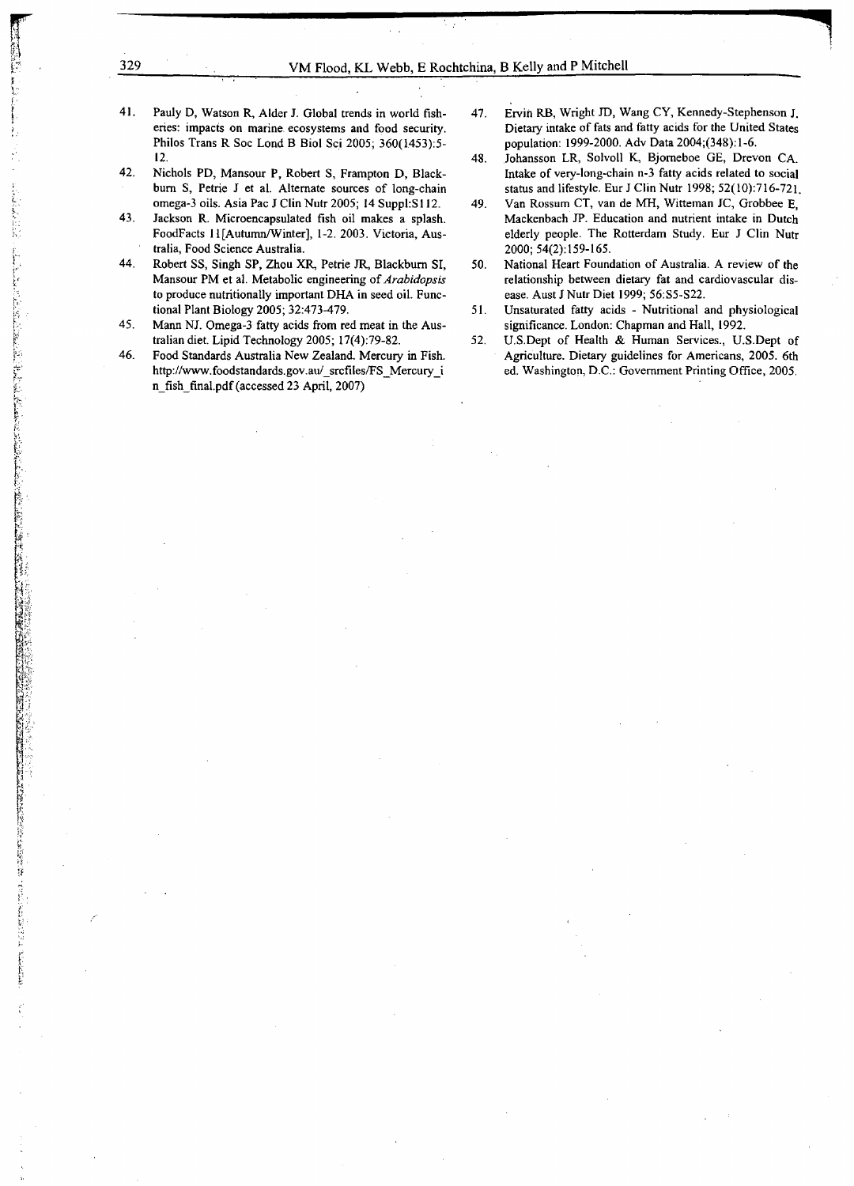41. Pauly D, Watson R, Alder J. Global trends in world fisheries: impacts on marine ecosystems and food security. Philos Trans R Soc Lond B Biol Sci 2005; 360(1453):5-12.
42. Nichols PD, Mansour P, Robert S, Frampton D, Blackburn S, Petrie J et al. Alternate sources of long-chain omega-3 oils. Asia Pac J Clin Nutr 2005; 14 Suppl:S112.
43. Jackson R. Microencapsulated fish oil makes a splash. FoodFacts 11[Autumn/Winter], 1-2. 2003. Victoria, Australia, Food Science Australia.
44. Robert SS, Singh SP, Zhou XR, Petrie JR, Blackburn SI, Mansour PM et al. Metabolic engineering of *Arabidopsis* to produce nutritionally important DHA in seed oil. Functional Plant Biology 2005; 32:473-479.
45. Mann NJ. Omega-3 fatty acids from red meat in the Australian diet. Lipid Technology 2005; 17(4):79-82.
46. Food Standards Australia New Zealand. Mercury in Fish. http://www.foodstandards.gov.au/_srcfiles/FS_Mercury_in_fish_final.pdf (accessed 23 April, 2007)
47. Ervin RB, Wright JD, Wang CY, Kennedy-Stephenson J. Dietary intake of fats and fatty acids for the United States population: 1999-2000. Adv Data 2004;(348):1-6.
48. Johansson LR, Solvoll K, Bjorneboe GE, Drevon CA. Intake of very-long-chain n-3 fatty acids related to social status and lifestyle. Eur J Clin Nutr 1998; 52(10):716-721.
49. Van Rossum CT, van de MH, Witteman JC, Grobbee E, Mackenbach JP. Education and nutrient intake in Dutch elderly people. The Rotterdam Study. Eur J Clin Nutr 2000; 54(2):159-165.
50. National Heart Foundation of Australia. A review of the relationship between dietary fat and cardiovascular disease. Aust J Nutr Diet 1999; 56:S5-S22.
51. Unsaturated fatty acids - Nutritional and physiological significance. London: Chapman and Hall, 1992.
52. U.S.Dept of Health & Human Services., U.S.Dept of Agriculture. Dietary guidelines for Americans, 2005. 6th ed. Washington, D.C.: Government Printing Office, 2005.